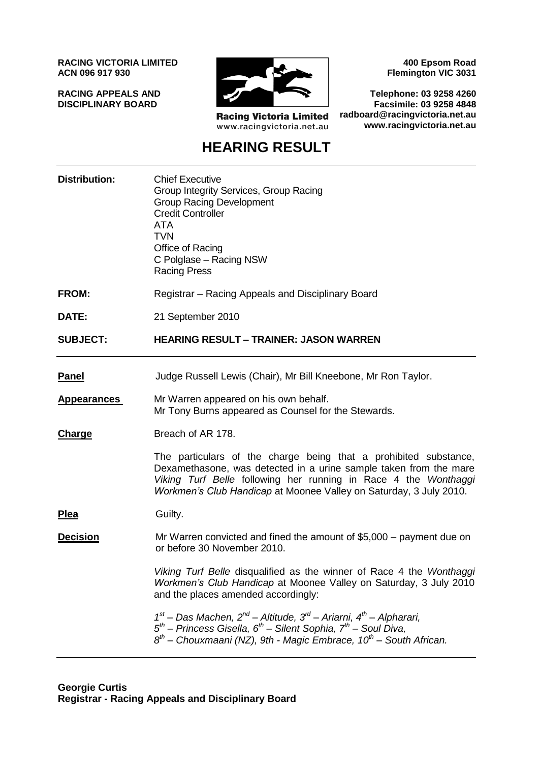**RACING VICTORIA LIMITED**
**ACN 096 917 930**

**RACING APPEALS AND DISCIPLINARY BOARD**

Racing Victoria Limited
www.racingvictoria.net.au

**400 Epsom Road**
**Flemington VIC 3031**

**Telephone: 03 9258 4260**
**Facsimile: 03 9258 4848**
**radboard@racingvictoria.net.au**
**www.racingvictoria.net.au**

# HEARING RESULT

**Distribution:** Chief Executive
Group Integrity Services, Group Racing
Group Racing Development
Credit Controller
ATA
TVN
Office of Racing
C Polglase – Racing NSW
Racing Press

**FROM:** Registrar – Racing Appeals and Disciplinary Board

**DATE:** 21 September 2010

**SUBJECT: HEARING RESULT – TRAINER: JASON WARREN**

---

**Panel** Judge Russell Lewis (Chair), Mr Bill Kneebone, Mr Ron Taylor.

**Appearances** Mr Warren appeared on his own behalf.
Mr Tony Burns appeared as Counsel for the Stewards.

**Charge** Breach of AR 178.

The particulars of the charge being that a prohibited substance, Dexamethasone, was detected in a urine sample taken from the mare *Viking Turf Belle* following her running in Race 4 the *Wonthaggi Workmen's Club Handicap* at Moonee Valley on Saturday, 3 July 2010.

**Plea** Guilty.

**Decision** Mr Warren convicted and fined the amount of $5,000 – payment due on or before 30 November 2010.

*Viking Turf Belle* disqualified as the winner of Race 4 the *Wonthaggi Workmen's Club Handicap* at Moonee Valley on Saturday, 3 July 2010 and the places amended accordingly:

*1st – Das Machen, 2nd – Altitude, 3rd – Ariarni, 4th – Alpharari,*
*5th – Princess Gisella, 6th – Silent Sophia, 7th – Soul Diva,*
*8th – Chouxmaani (NZ), 9th - Magic Embrace, 10th – South African.*

---

**Georgie Curtis**
**Registrar - Racing Appeals and Disciplinary Board**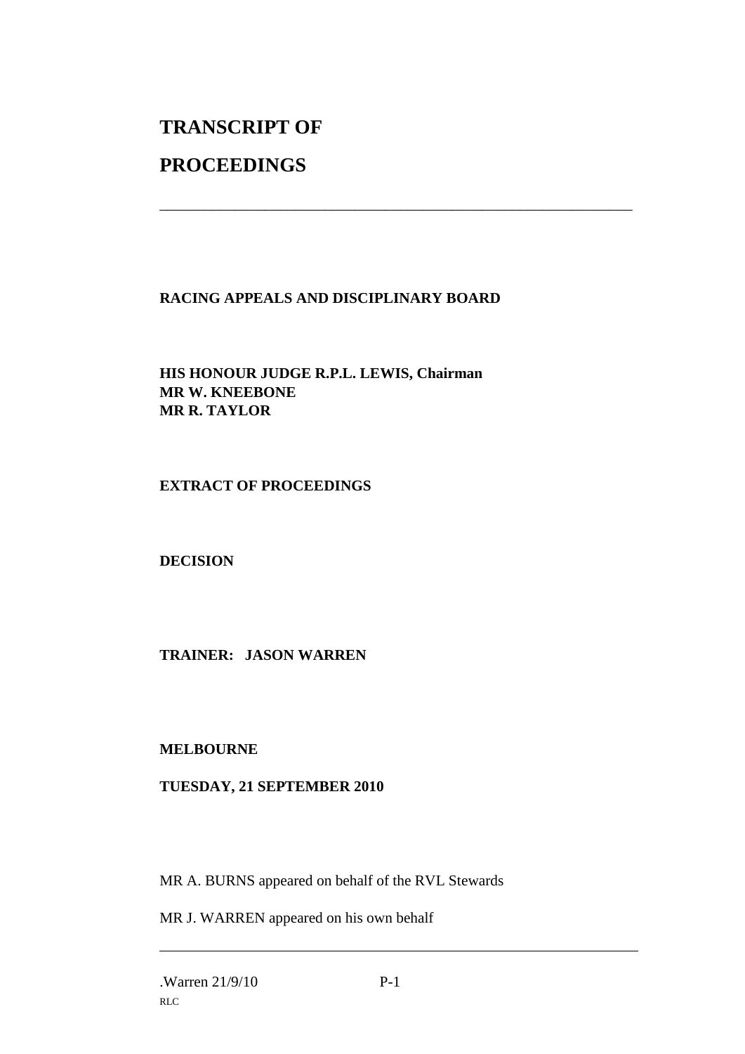# TRANSCRIPT OF

# PROCEEDINGS

---

**RACING APPEALS AND DISCIPLINARY BOARD**

**HIS HONOUR JUDGE R.P.L. LEWIS, Chairman**
**MR W. KNEEBONE**
**MR R. TAYLOR**

**EXTRACT OF PROCEEDINGS**

**DECISION**

**TRAINER: JASON WARREN**

**MELBOURNE**

**TUESDAY, 21 SEPTEMBER 2010**

MR A. BURNS appeared on behalf of the RVL Stewards

MR J. WARREN appeared on his own behalf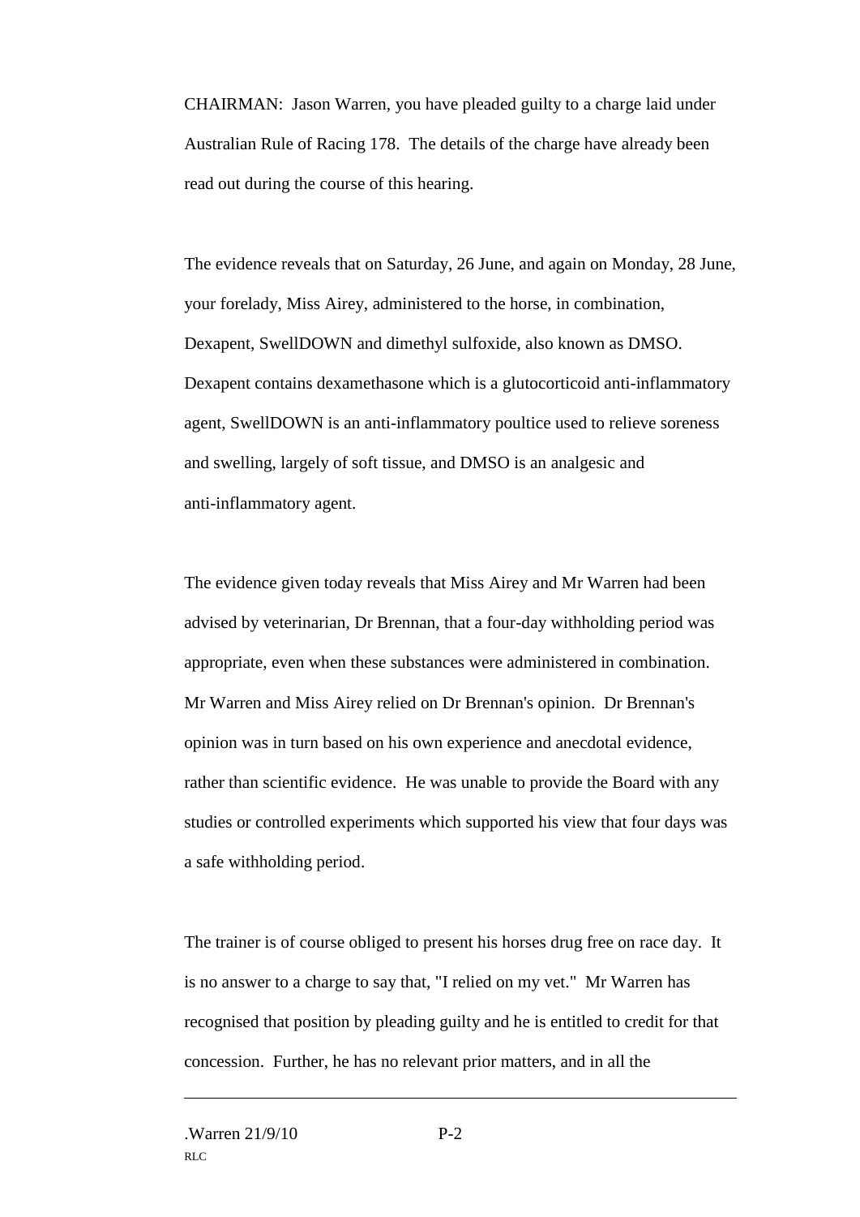CHAIRMAN: Jason Warren, you have pleaded guilty to a charge laid under Australian Rule of Racing 178. The details of the charge have already been read out during the course of this hearing.

The evidence reveals that on Saturday, 26 June, and again on Monday, 28 June, your forelady, Miss Airey, administered to the horse, in combination, Dexapent, SwellDOWN and dimethyl sulfoxide, also known as DMSO. Dexapent contains dexamethasone which is a glutocorticoid anti-inflammatory agent, SwellDOWN is an anti-inflammatory poultice used to relieve soreness and swelling, largely of soft tissue, and DMSO is an analgesic and anti-inflammatory agent.

The evidence given today reveals that Miss Airey and Mr Warren had been advised by veterinarian, Dr Brennan, that a four-day withholding period was appropriate, even when these substances were administered in combination. Mr Warren and Miss Airey relied on Dr Brennan's opinion. Dr Brennan's opinion was in turn based on his own experience and anecdotal evidence, rather than scientific evidence. He was unable to provide the Board with any studies or controlled experiments which supported his view that four days was a safe withholding period.

The trainer is of course obliged to present his horses drug free on race day. It is no answer to a charge to say that, "I relied on my vet." Mr Warren has recognised that position by pleading guilty and he is entitled to credit for that concession. Further, he has no relevant prior matters, and in all the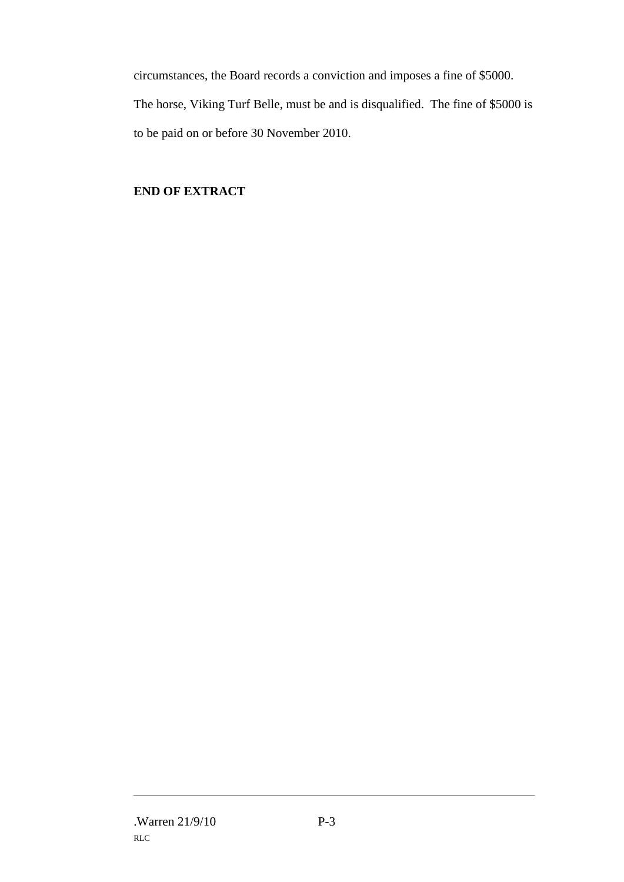circumstances, the Board records a conviction and imposes a fine of $5000. The horse, Viking Turf Belle, must be and is disqualified. The fine of $5000 is to be paid on or before 30 November 2010.

**END OF EXTRACT**